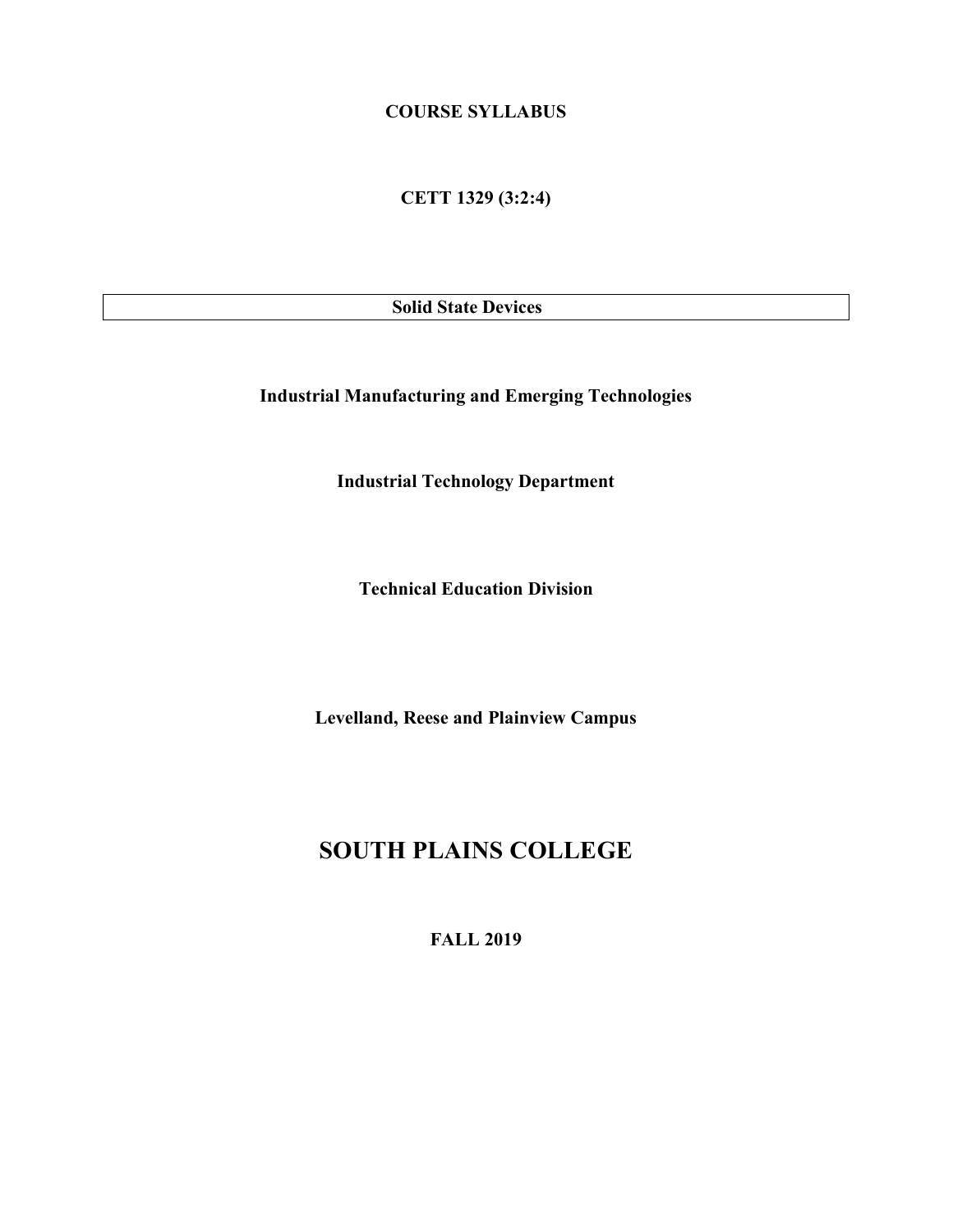**COURSE SYLLABUS**

**CETT 1329 (3:2:4)**

| **Solid State Devices** |
| --- |

**Industrial Manufacturing and Emerging Technologies**

**Industrial Technology Department**

**Technical Education Division**

**Levelland, Reese and Plainview Campus**

# SOUTH PLAINS COLLEGE

**FALL 2019**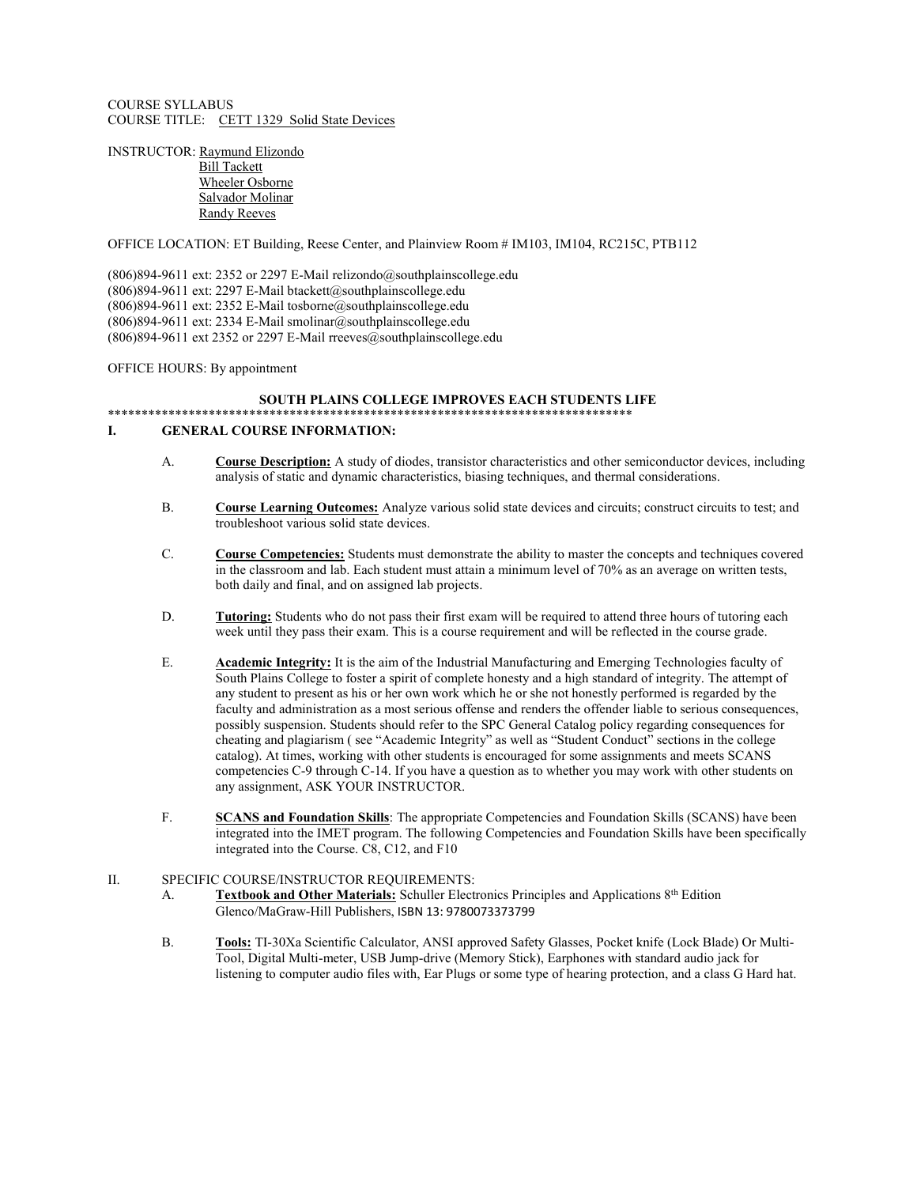COURSE SYLLABUS
COURSE TITLE: CETT 1329 Solid State Devices

INSTRUCTOR: Raymund Elizondo
Bill Tackett
Wheeler Osborne
Salvador Molinar
Randy Reeves

OFFICE LOCATION: ET Building, Reese Center, and Plainview Room # IM103, IM104, RC215C, PTB112

(806)894-9611 ext: 2352 or 2297 E-Mail relizondo@southplainscollege.edu
(806)894-9611 ext: 2297 E-Mail btackett@southplainscollege.edu
(806)894-9611 ext: 2352 E-Mail tosborne@southplainscollege.edu
(806)894-9611 ext: 2334 E-Mail smolinar@southplainscollege.edu
(806)894-9611 ext 2352 or 2297 E-Mail rreeves@southplainscollege.edu

OFFICE HOURS: By appointment

**SOUTH PLAINS COLLEGE IMPROVES EACH STUDENTS LIFE**

********************************************************************************

## I. GENERAL COURSE INFORMATION:

A. **Course Description:** A study of diodes, transistor characteristics and other semiconductor devices, including analysis of static and dynamic characteristics, biasing techniques, and thermal considerations.

B. **Course Learning Outcomes:** Analyze various solid state devices and circuits; construct circuits to test; and troubleshoot various solid state devices.

C. **Course Competencies:** Students must demonstrate the ability to master the concepts and techniques covered in the classroom and lab. Each student must attain a minimum level of 70% as an average on written tests, both daily and final, and on assigned lab projects.

D. **Tutoring:** Students who do not pass their first exam will be required to attend three hours of tutoring each week until they pass their exam. This is a course requirement and will be reflected in the course grade.

E. **Academic Integrity:** It is the aim of the Industrial Manufacturing and Emerging Technologies faculty of South Plains College to foster a spirit of complete honesty and a high standard of integrity. The attempt of any student to present as his or her own work which he or she not honestly performed is regarded by the faculty and administration as a most serious offense and renders the offender liable to serious consequences, possibly suspension. Students should refer to the SPC General Catalog policy regarding consequences for cheating and plagiarism ( see "Academic Integrity" as well as "Student Conduct" sections in the college catalog). At times, working with other students is encouraged for some assignments and meets SCANS competencies C-9 through C-14. If you have a question as to whether you may work with other students on any assignment, ASK YOUR INSTRUCTOR.

F. **SCANS and Foundation Skills**: The appropriate Competencies and Foundation Skills (SCANS) have been integrated into the IMET program. The following Competencies and Foundation Skills have been specifically integrated into the Course. C8, C12, and F10

## II. SPECIFIC COURSE/INSTRUCTOR REQUIREMENTS:

A. **Textbook and Other Materials:** Schuller Electronics Principles and Applications 8th Edition Glenco/MaGraw-Hill Publishers, ISBN 13: 9780073373799

B. **Tools:** TI-30Xa Scientific Calculator, ANSI approved Safety Glasses, Pocket knife (Lock Blade) Or Multi-Tool, Digital Multi-meter, USB Jump-drive (Memory Stick), Earphones with standard audio jack for listening to computer audio files with, Ear Plugs or some type of hearing protection, and a class G Hard hat.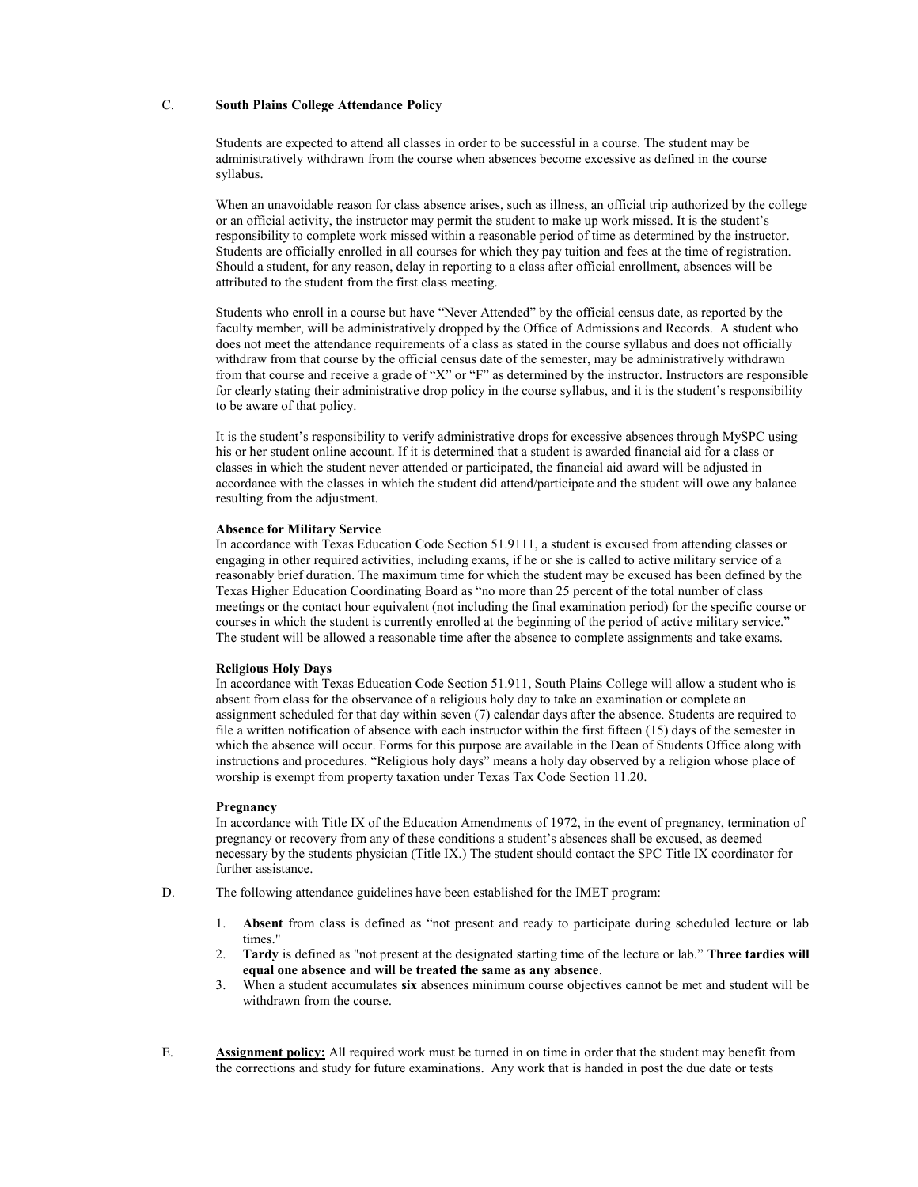C. **South Plains College Attendance Policy**

Students are expected to attend all classes in order to be successful in a course. The student may be administratively withdrawn from the course when absences become excessive as defined in the course syllabus.

When an unavoidable reason for class absence arises, such as illness, an official trip authorized by the college or an official activity, the instructor may permit the student to make up work missed. It is the student's responsibility to complete work missed within a reasonable period of time as determined by the instructor. Students are officially enrolled in all courses for which they pay tuition and fees at the time of registration. Should a student, for any reason, delay in reporting to a class after official enrollment, absences will be attributed to the student from the first class meeting.

Students who enroll in a course but have "Never Attended" by the official census date, as reported by the faculty member, will be administratively dropped by the Office of Admissions and Records. A student who does not meet the attendance requirements of a class as stated in the course syllabus and does not officially withdraw from that course by the official census date of the semester, may be administratively withdrawn from that course and receive a grade of "X" or "F" as determined by the instructor. Instructors are responsible for clearly stating their administrative drop policy in the course syllabus, and it is the student's responsibility to be aware of that policy.

It is the student's responsibility to verify administrative drops for excessive absences through MySPC using his or her student online account. If it is determined that a student is awarded financial aid for a class or classes in which the student never attended or participated, the financial aid award will be adjusted in accordance with the classes in which the student did attend/participate and the student will owe any balance resulting from the adjustment.

**Absence for Military Service**
In accordance with Texas Education Code Section 51.9111, a student is excused from attending classes or engaging in other required activities, including exams, if he or she is called to active military service of a reasonably brief duration. The maximum time for which the student may be excused has been defined by the Texas Higher Education Coordinating Board as "no more than 25 percent of the total number of class meetings or the contact hour equivalent (not including the final examination period) for the specific course or courses in which the student is currently enrolled at the beginning of the period of active military service." The student will be allowed a reasonable time after the absence to complete assignments and take exams.

**Religious Holy Days**
In accordance with Texas Education Code Section 51.911, South Plains College will allow a student who is absent from class for the observance of a religious holy day to take an examination or complete an assignment scheduled for that day within seven (7) calendar days after the absence. Students are required to file a written notification of absence with each instructor within the first fifteen (15) days of the semester in which the absence will occur. Forms for this purpose are available in the Dean of Students Office along with instructions and procedures. "Religious holy days" means a holy day observed by a religion whose place of worship is exempt from property taxation under Texas Tax Code Section 11.20.

**Pregnancy**
In accordance with Title IX of the Education Amendments of 1972, in the event of pregnancy, termination of pregnancy or recovery from any of these conditions a student's absences shall be excused, as deemed necessary by the students physician (Title IX.) The student should contact the SPC Title IX coordinator for further assistance.

D. The following attendance guidelines have been established for the IMET program:

1. **Absent** from class is defined as "not present and ready to participate during scheduled lecture or lab times."
2. **Tardy** is defined as "not present at the designated starting time of the lecture or lab." **Three tardies will equal one absence and will be treated the same as any absence**.
3. When a student accumulates **six** absences minimum course objectives cannot be met and student will be withdrawn from the course.

E. **Assignment policy:** All required work must be turned in on time in order that the student may benefit from the corrections and study for future examinations. Any work that is handed in post the due date or tests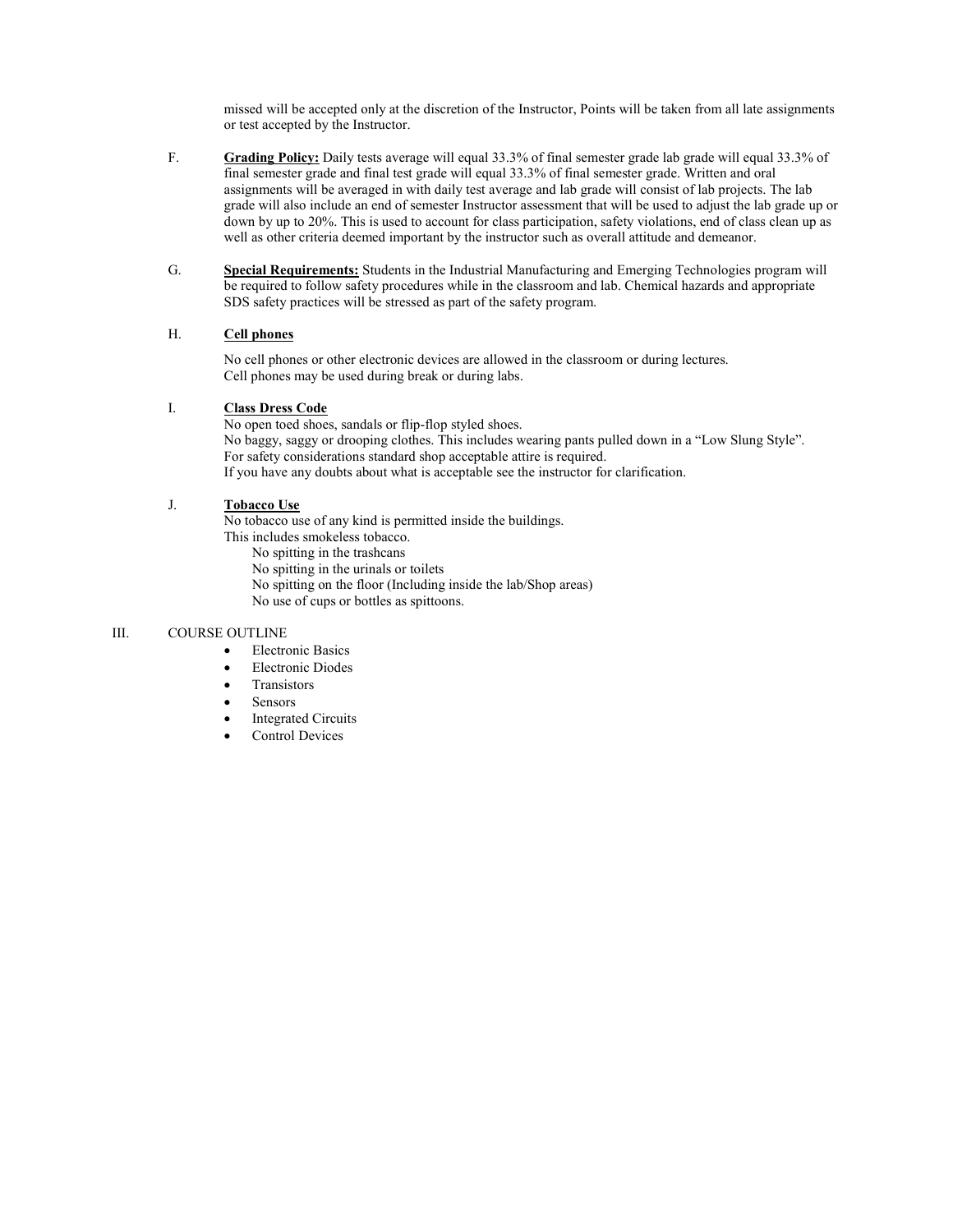missed will be accepted only at the discretion of the Instructor, Points will be taken from all late assignments or test accepted by the Instructor.

F. **Grading Policy:** Daily tests average will equal 33.3% of final semester grade lab grade will equal 33.3% of final semester grade and final test grade will equal 33.3% of final semester grade. Written and oral assignments will be averaged in with daily test average and lab grade will consist of lab projects. The lab grade will also include an end of semester Instructor assessment that will be used to adjust the lab grade up or down by up to 20%. This is used to account for class participation, safety violations, end of class clean up as well as other criteria deemed important by the instructor such as overall attitude and demeanor.

G. **Special Requirements:** Students in the Industrial Manufacturing and Emerging Technologies program will be required to follow safety procedures while in the classroom and lab. Chemical hazards and appropriate SDS safety practices will be stressed as part of the safety program.

H. **Cell phones**

No cell phones or other electronic devices are allowed in the classroom or during lectures.
Cell phones may be used during break or during labs.

I. **Class Dress Code**

No open toed shoes, sandals or flip-flop styled shoes.
No baggy, saggy or drooping clothes. This includes wearing pants pulled down in a "Low Slung Style".
For safety considerations standard shop acceptable attire is required.
If you have any doubts about what is acceptable see the instructor for clarification.

J. **Tobacco Use**

No tobacco use of any kind is permitted inside the buildings.
This includes smokeless tobacco.

No spitting in the trashcans
No spitting in the urinals or toilets
No spitting on the floor (Including inside the lab/Shop areas)
No use of cups or bottles as spittoons.

III. COURSE OUTLINE

- Electronic Basics
- Electronic Diodes
- Transistors
- Sensors
- Integrated Circuits
- Control Devices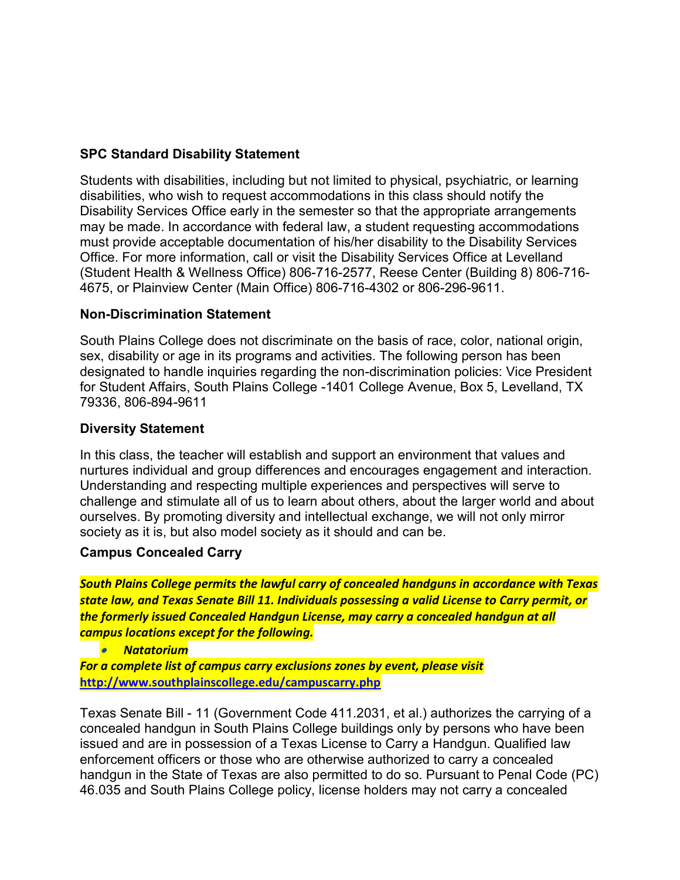**SPC Standard Disability Statement**

Students with disabilities, including but not limited to physical, psychiatric, or learning disabilities, who wish to request accommodations in this class should notify the Disability Services Office early in the semester so that the appropriate arrangements may be made. In accordance with federal law, a student requesting accommodations must provide acceptable documentation of his/her disability to the Disability Services Office. For more information, call or visit the Disability Services Office at Levelland (Student Health & Wellness Office) 806-716-2577, Reese Center (Building 8) 806-716-4675, or Plainview Center (Main Office) 806-716-4302 or 806-296-9611.

**Non-Discrimination Statement**

South Plains College does not discriminate on the basis of race, color, national origin, sex, disability or age in its programs and activities. The following person has been designated to handle inquiries regarding the non-discrimination policies: Vice President for Student Affairs, South Plains College -1401 College Avenue, Box 5, Levelland, TX 79336, 806-894-9611

**Diversity Statement**

In this class, the teacher will establish and support an environment that values and nurtures individual and group differences and encourages engagement and interaction. Understanding and respecting multiple experiences and perspectives will serve to challenge and stimulate all of us to learn about others, about the larger world and about ourselves. By promoting diversity and intellectual exchange, we will not only mirror society as it is, but also model society as it should and can be.

**Campus Concealed Carry**

***South Plains College permits the lawful carry of concealed handguns in accordance with Texas state law, and Texas Senate Bill 11. Individuals possessing a valid License to Carry permit, or the formerly issued Concealed Handgun License, may carry a concealed handgun at all campus locations except for the following.***

- ***Natatorium***

***For a complete list of campus carry exclusions zones by event, please visit*** **http://www.southplainscollege.edu/campuscarry.php**

Texas Senate Bill - 11 (Government Code 411.2031, et al.) authorizes the carrying of a concealed handgun in South Plains College buildings only by persons who have been issued and are in possession of a Texas License to Carry a Handgun. Qualified law enforcement officers or those who are otherwise authorized to carry a concealed handgun in the State of Texas are also permitted to do so. Pursuant to Penal Code (PC) 46.035 and South Plains College policy, license holders may not carry a concealed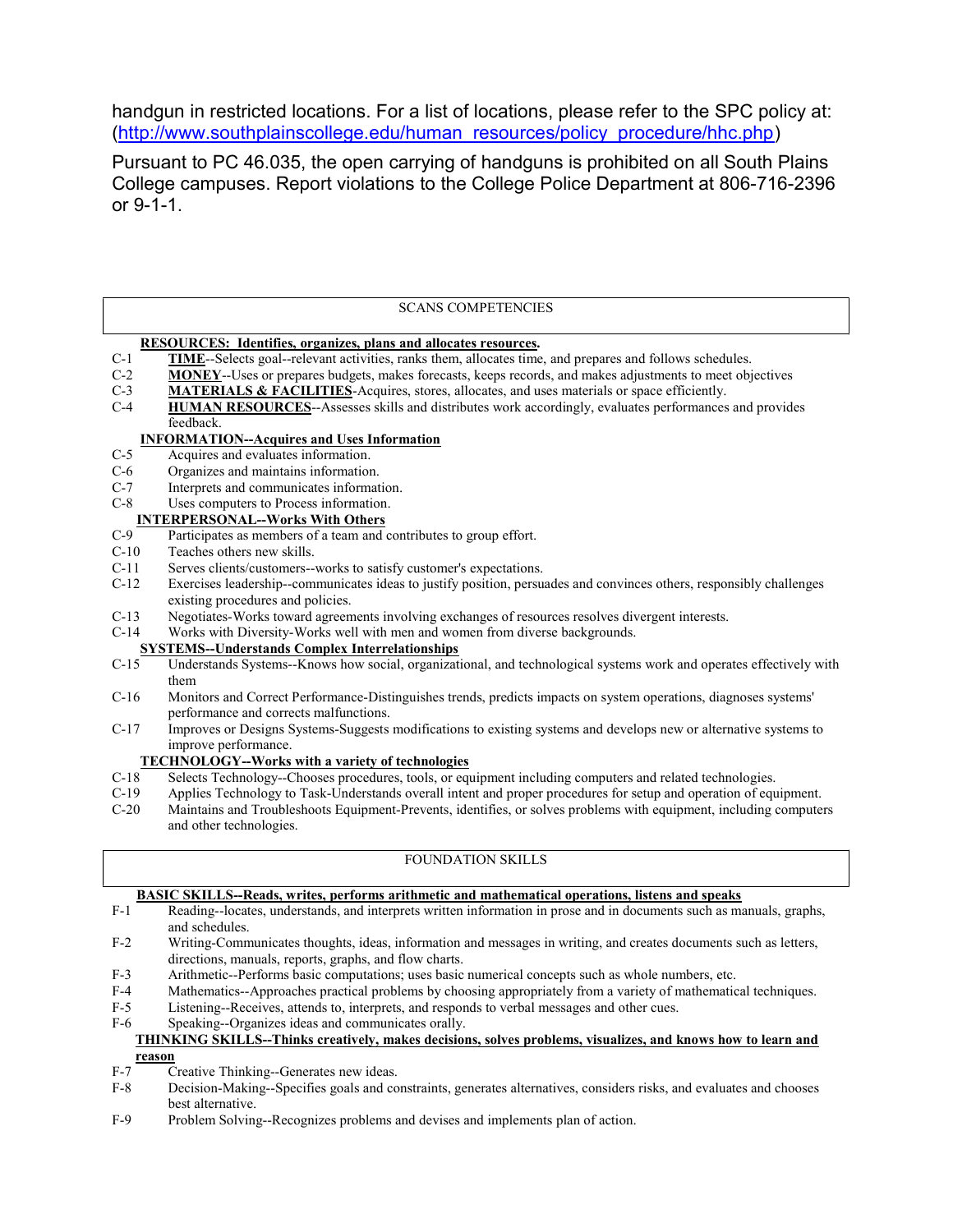handgun in restricted locations. For a list of locations, please refer to the SPC policy at: (http://www.southplainscollege.edu/human_resources/policy_procedure/hhc.php)

Pursuant to PC 46.035, the open carrying of handguns is prohibited on all South Plains College campuses. Report violations to the College Police Department at 806-716-2396 or 9-1-1.

## SCANS COMPETENCIES

**RESOURCES: Identifies, organizes, plans and allocates resources.**

- C-1 **TIME**--Selects goal--relevant activities, ranks them, allocates time, and prepares and follows schedules.
- C-2 **MONEY**--Uses or prepares budgets, makes forecasts, keeps records, and makes adjustments to meet objectives
- C-3 **MATERIALS & FACILITIES**-Acquires, stores, allocates, and uses materials or space efficiently.
- C-4 **HUMAN RESOURCES**--Assesses skills and distributes work accordingly, evaluates performances and provides feedback.

**INFORMATION--Acquires and Uses Information**

- C-5 Acquires and evaluates information.
- C-6 Organizes and maintains information.
- C-7 Interprets and communicates information.
- C-8 Uses computers to Process information.

**INTERPERSONAL--Works With Others**

- C-9 Participates as members of a team and contributes to group effort.
- C-10 Teaches others new skills.
- C-11 Serves clients/customers--works to satisfy customer's expectations.
- C-12 Exercises leadership--communicates ideas to justify position, persuades and convinces others, responsibly challenges existing procedures and policies.
- C-13 Negotiates-Works toward agreements involving exchanges of resources resolves divergent interests.
- C-14 Works with Diversity-Works well with men and women from diverse backgrounds.

**SYSTEMS--Understands Complex Interrelationships**

- C-15 Understands Systems--Knows how social, organizational, and technological systems work and operates effectively with them
- C-16 Monitors and Correct Performance-Distinguishes trends, predicts impacts on system operations, diagnoses systems' performance and corrects malfunctions.
- C-17 Improves or Designs Systems-Suggests modifications to existing systems and develops new or alternative systems to improve performance.

**TECHNOLOGY--Works with a variety of technologies**

- C-18 Selects Technology--Chooses procedures, tools, or equipment including computers and related technologies.
- C-19 Applies Technology to Task-Understands overall intent and proper procedures for setup and operation of equipment.
- C-20 Maintains and Troubleshoots Equipment-Prevents, identifies, or solves problems with equipment, including computers and other technologies.

## FOUNDATION SKILLS

**BASIC SKILLS--Reads, writes, performs arithmetic and mathematical operations, listens and speaks**

- F-1 Reading--locates, understands, and interprets written information in prose and in documents such as manuals, graphs, and schedules.
- F-2 Writing-Communicates thoughts, ideas, information and messages in writing, and creates documents such as letters, directions, manuals, reports, graphs, and flow charts.
- F-3 Arithmetic--Performs basic computations; uses basic numerical concepts such as whole numbers, etc.
- F-4 Mathematics--Approaches practical problems by choosing appropriately from a variety of mathematical techniques.
- F-5 Listening--Receives, attends to, interprets, and responds to verbal messages and other cues.
- F-6 Speaking--Organizes ideas and communicates orally.

**THINKING SKILLS--Thinks creatively, makes decisions, solves problems, visualizes, and knows how to learn and reason**

- F-7 Creative Thinking--Generates new ideas.
- F-8 Decision-Making--Specifies goals and constraints, generates alternatives, considers risks, and evaluates and chooses best alternative.
- F-9 Problem Solving--Recognizes problems and devises and implements plan of action.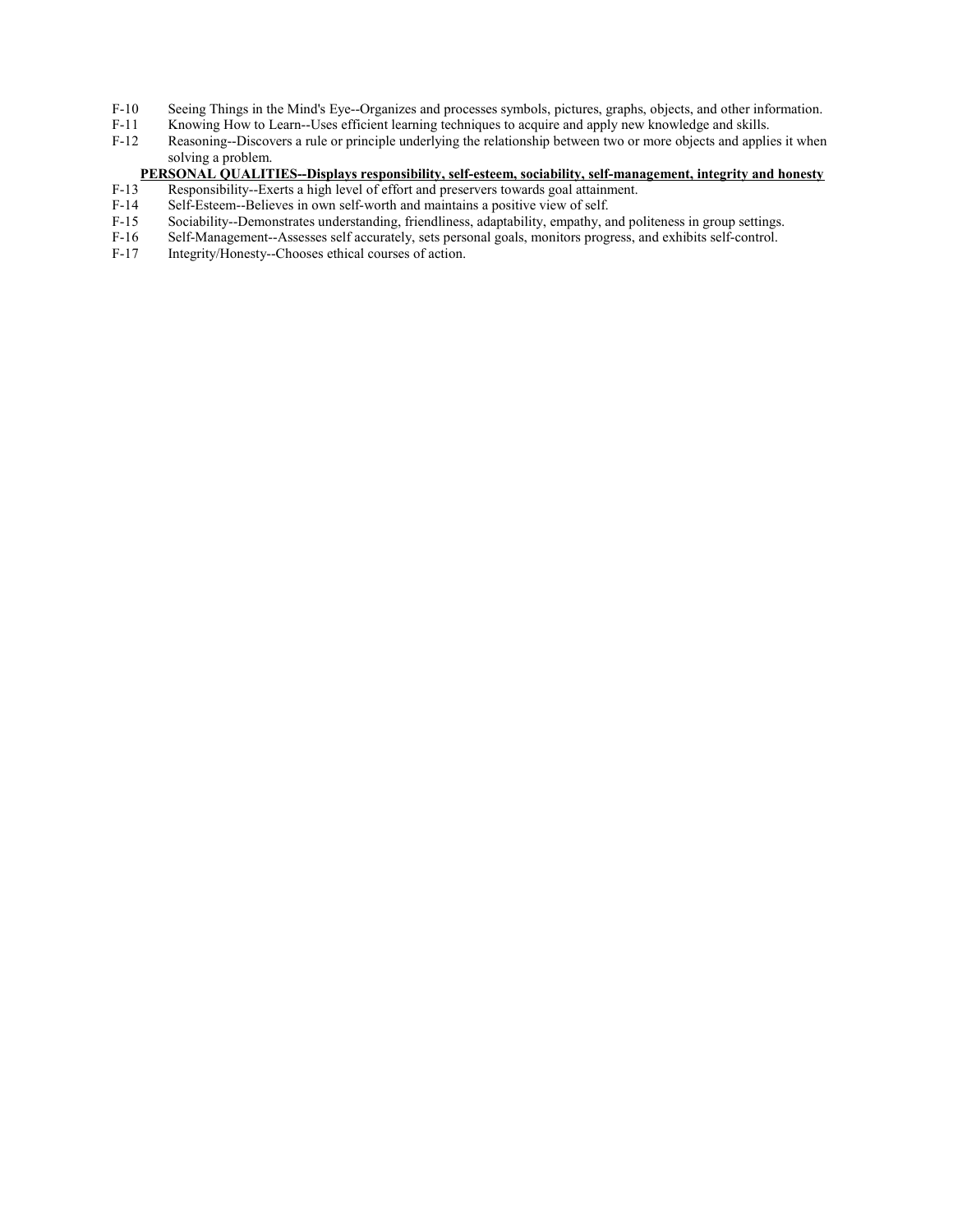F-10 Seeing Things in the Mind's Eye--Organizes and processes symbols, pictures, graphs, objects, and other information.

F-11 Knowing How to Learn--Uses efficient learning techniques to acquire and apply new knowledge and skills.

F-12 Reasoning--Discovers a rule or principle underlying the relationship between two or more objects and applies it when solving a problem.

**PERSONAL QUALITIES--Displays responsibility, self-esteem, sociability, self-management, integrity and honesty**

F-13 Responsibility--Exerts a high level of effort and preservers towards goal attainment.

F-14 Self-Esteem--Believes in own self-worth and maintains a positive view of self.

F-15 Sociability--Demonstrates understanding, friendliness, adaptability, empathy, and politeness in group settings.

F-16 Self-Management--Assesses self accurately, sets personal goals, monitors progress, and exhibits self-control.

F-17 Integrity/Honesty--Chooses ethical courses of action.